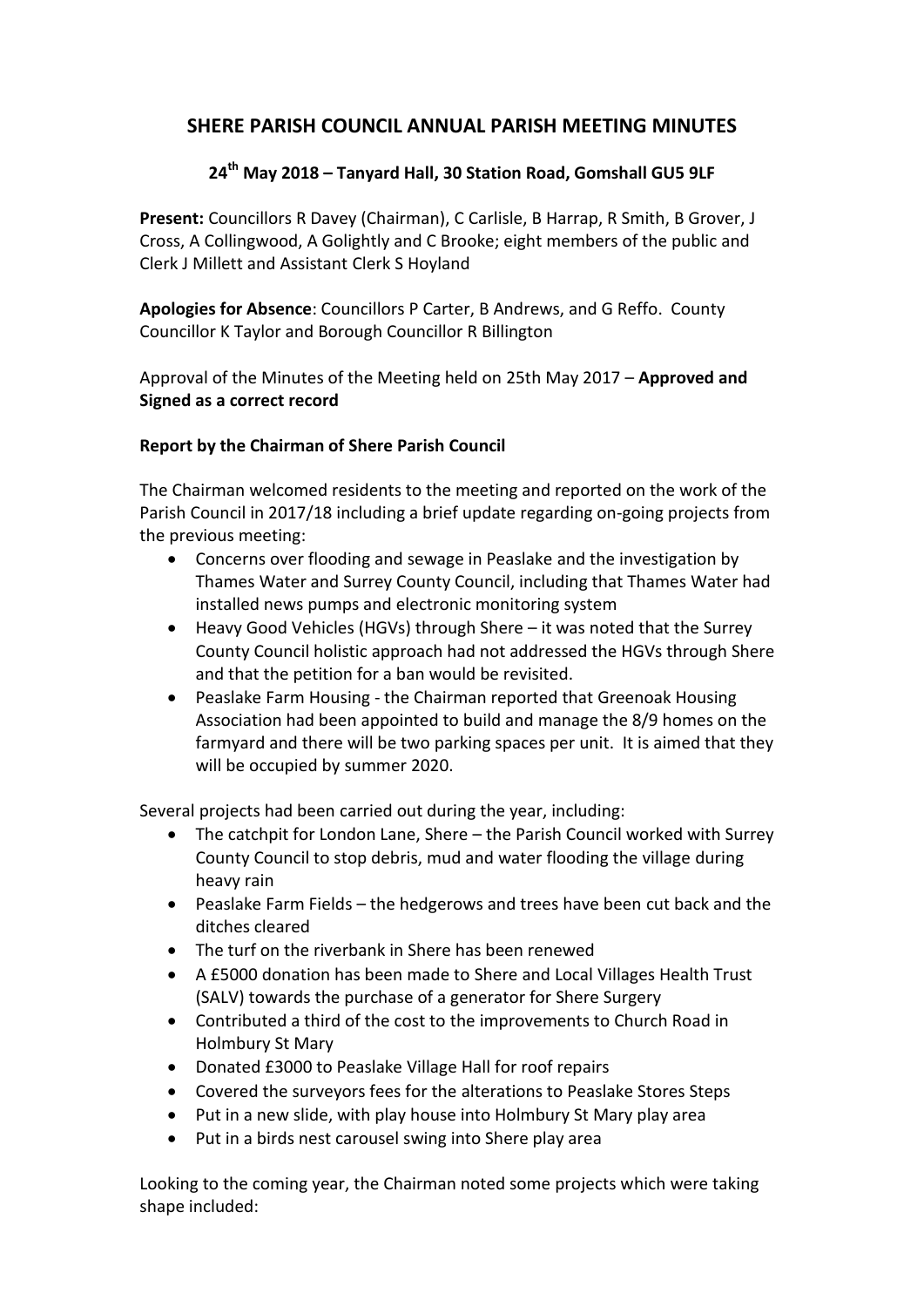# SHERE PARISH COUNCIL ANNUAL PARISH MEETING MINUTES

## 24th May 2018 – Tanyard Hall, 30 Station Road, Gomshall GU5 9LF

**Present:** Councillors R Davey (Chairman), C Carlisle, B Harrap, R Smith, B Grover, J Cross, A Collingwood, A Golightly and C Brooke; eight members of the public and Clerk J Millett and Assistant Clerk S Hoyland

**Apologies for Absence**: Councillors P Carter, B Andrews, and G Reffo. County Councillor K Taylor and Borough Councillor R Billington

Approval of the Minutes of the Meeting held on 25th May 2017 – **Approved and Signed as a correct record**

**Report by the Chairman of Shere Parish Council**

The Chairman welcomed residents to the meeting and reported on the work of the Parish Council in 2017/18 including a brief update regarding on-going projects from the previous meeting:

- Concerns over flooding and sewage in Peaslake and the investigation by Thames Water and Surrey County Council, including that Thames Water had installed news pumps and electronic monitoring system
- Heavy Good Vehicles (HGVs) through Shere – it was noted that the Surrey County Council holistic approach had not addressed the HGVs through Shere and that the petition for a ban would be revisited.
- Peaslake Farm Housing - the Chairman reported that Greenoak Housing Association had been appointed to build and manage the 8/9 homes on the farmyard and there will be two parking spaces per unit. It is aimed that they will be occupied by summer 2020.

Several projects had been carried out during the year, including:

- The catchpit for London Lane, Shere – the Parish Council worked with Surrey County Council to stop debris, mud and water flooding the village during heavy rain
- Peaslake Farm Fields – the hedgerows and trees have been cut back and the ditches cleared
- The turf on the riverbank in Shere has been renewed
- A £5000 donation has been made to Shere and Local Villages Health Trust (SALV) towards the purchase of a generator for Shere Surgery
- Contributed a third of the cost to the improvements to Church Road in Holmbury St Mary
- Donated £3000 to Peaslake Village Hall for roof repairs
- Covered the surveyors fees for the alterations to Peaslake Stores Steps
- Put in a new slide, with play house into Holmbury St Mary play area
- Put in a birds nest carousel swing into Shere play area

Looking to the coming year, the Chairman noted some projects which were taking shape included: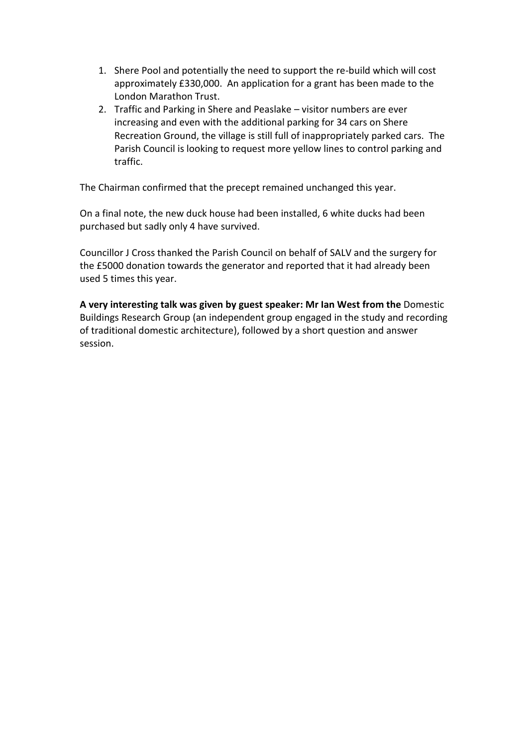1. Shere Pool and potentially the need to support the re-build which will cost approximately £330,000. An application for a grant has been made to the London Marathon Trust.
2. Traffic and Parking in Shere and Peaslake – visitor numbers are ever increasing and even with the additional parking for 34 cars on Shere Recreation Ground, the village is still full of inappropriately parked cars. The Parish Council is looking to request more yellow lines to control parking and traffic.

The Chairman confirmed that the precept remained unchanged this year.

On a final note, the new duck house had been installed, 6 white ducks had been purchased but sadly only 4 have survived.

Councillor J Cross thanked the Parish Council on behalf of SALV and the surgery for the £5000 donation towards the generator and reported that it had already been used 5 times this year.

**A very interesting talk was given by guest speaker: Mr Ian West from the** Domestic Buildings Research Group (an independent group engaged in the study and recording of traditional domestic architecture), followed by a short question and answer session.